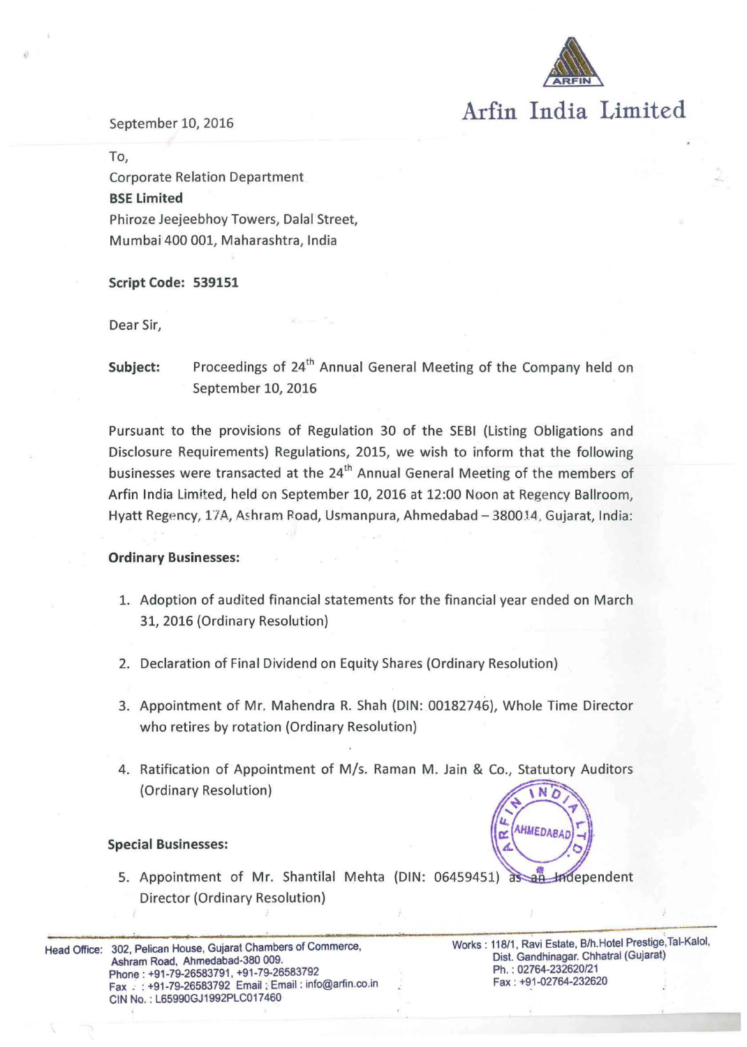# Arfin India Limited

September 10, 2016

To,
Corporate Relation Department
**BSE Limited**
Phiroze Jeejeebhoy Towers, Dalal Street,
Mumbai 400 001, Maharashtra, India

**Script Code: 539151**

Dear Sir,

**Subject:** Proceedings of 24th Annual General Meeting of the Company held on September 10, 2016

Pursuant to the provisions of Regulation 30 of the SEBI (Listing Obligations and Disclosure Requirements) Regulations, 2015, we wish to inform that the following businesses were transacted at the 24th Annual General Meeting of the members of Arfin India Limited, held on September 10, 2016 at 12:00 Noon at Regency Ballroom, Hyatt Regency, 17A, Ashram Road, Usmanpura, Ahmedabad – 380014, Gujarat, India:

**Ordinary Businesses:**

1. Adoption of audited financial statements for the financial year ended on March 31, 2016 (Ordinary Resolution)

2. Declaration of Final Dividend on Equity Shares (Ordinary Resolution)

3. Appointment of Mr. Mahendra R. Shah (DIN: 00182746), Whole Time Director who retires by rotation (Ordinary Resolution)

4. Ratification of Appointment of M/s. Raman M. Jain & Co., Statutory Auditors (Ordinary Resolution)

**Special Businesses:**

5. Appointment of Mr. Shantilal Mehta (DIN: 06459451) as an Independent Director (Ordinary Resolution)

Head Office: 302, Pelican House, Gujarat Chambers of Commerce, Ashram Road, Ahmedabad-380 009.
Phone : +91-79-26583791, +91-79-26583792
Fax : +91-79-26583792 Email : info@arfin.co.in
CIN No. : L65990GJ1992PLC017460

Works : 118/1, Ravi Estate, B/h.Hotel Prestige, Tal-Kalol, Dist. Gandhinagar. Chhatral (Gujarat)
Ph. : 02764-232620/21
Fax : +91-02764-232620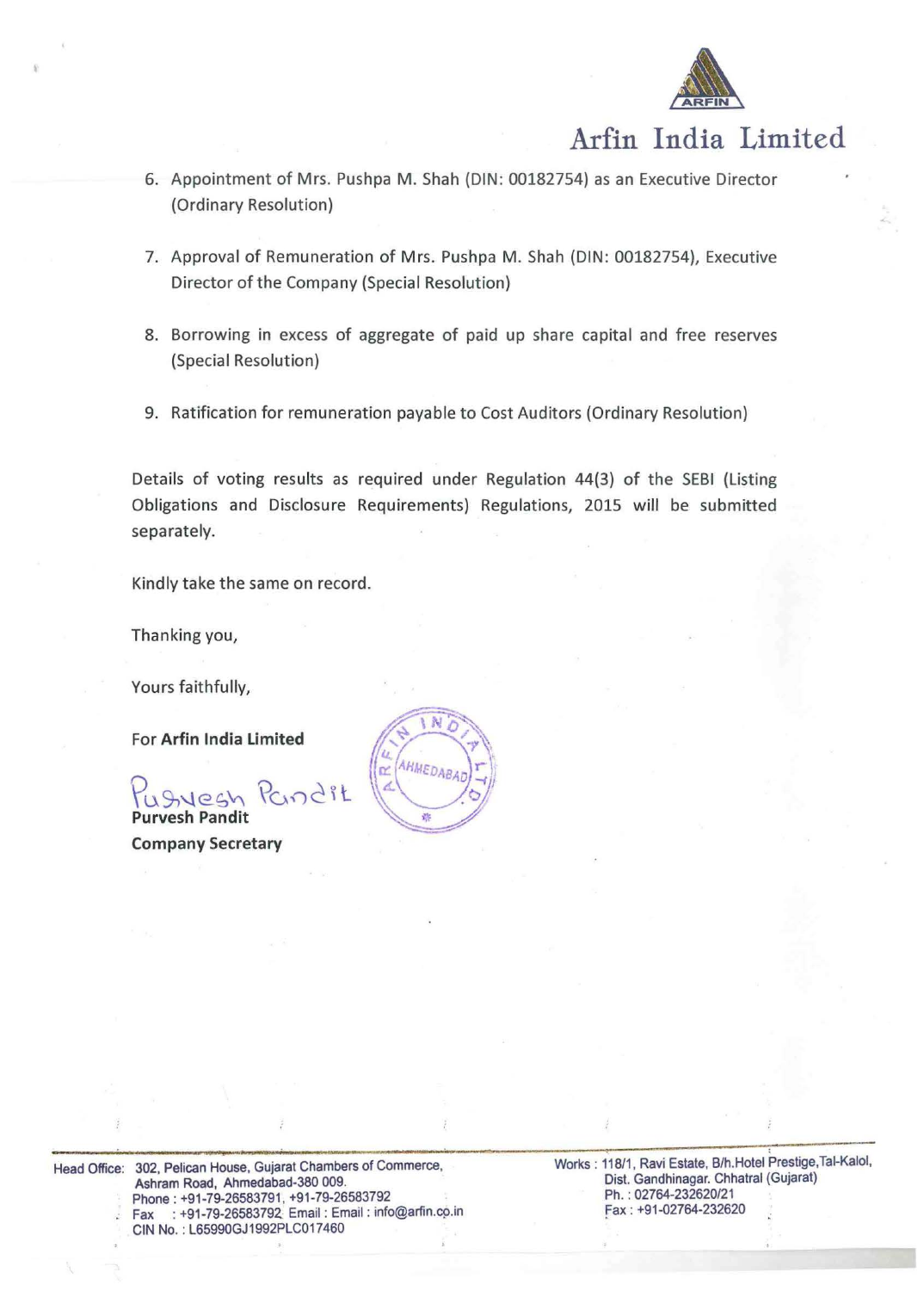6. Appointment of Mrs. Pushpa M. Shah (DIN: 00182754) as an Executive Director (Ordinary Resolution)

7. Approval of Remuneration of Mrs. Pushpa M. Shah (DIN: 00182754), Executive Director of the Company (Special Resolution)

8. Borrowing in excess of aggregate of paid up share capital and free reserves (Special Resolution)

9. Ratification for remuneration payable to Cost Auditors (Ordinary Resolution)

Details of voting results as required under Regulation 44(3) of the SEBI (Listing Obligations and Disclosure Requirements) Regulations, 2015 will be submitted separately.

Kindly take the same on record.

Thanking you,

Yours faithfully,

For **Arfin India Limited**

Purvesh Pandit

**Purvesh Pandit**

**Company Secretary**